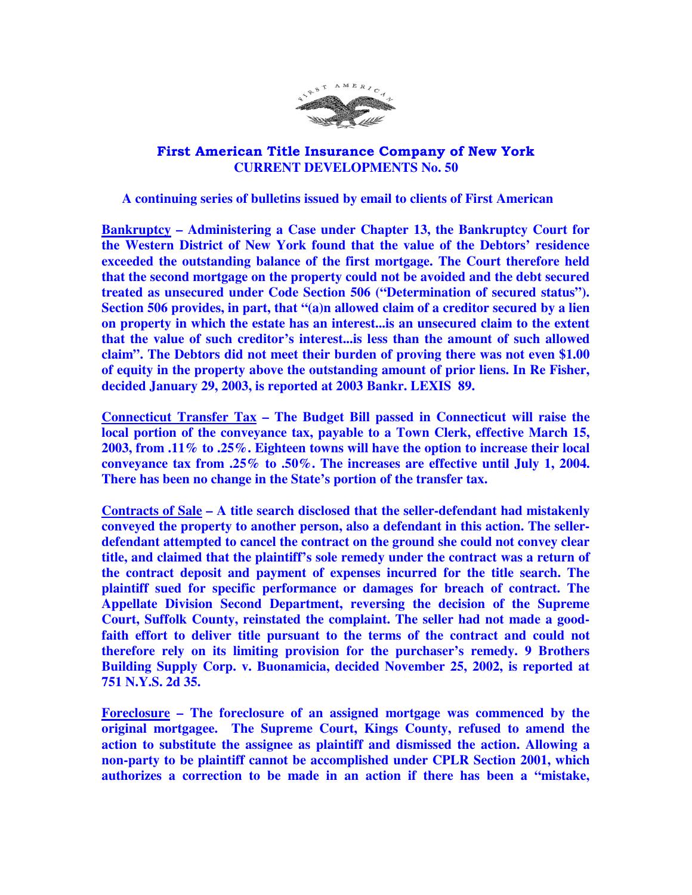# First American Title Insurance Company of New York
## CURRENT DEVELOPMENTS No. 50

**A continuing series of bulletins issued by email to clients of First American**

**Bankruptcy – Administering a Case under Chapter 13, the Bankruptcy Court for the Western District of New York found that the value of the Debtors' residence exceeded the outstanding balance of the first mortgage. The Court therefore held that the second mortgage on the property could not be avoided and the debt secured treated as unsecured under Code Section 506 ("Determination of secured status"). Section 506 provides, in part, that "(a)n allowed claim of a creditor secured by a lien on property in which the estate has an interest...is an unsecured claim to the extent that the value of such creditor's interest...is less than the amount of such allowed claim". The Debtors did not meet their burden of proving there was not even $1.00 of equity in the property above the outstanding amount of prior liens. In Re Fisher, decided January 29, 2003, is reported at 2003 Bankr. LEXIS 89.**

**Connecticut Transfer Tax – The Budget Bill passed in Connecticut will raise the local portion of the conveyance tax, payable to a Town Clerk, effective March 15, 2003, from .11% to .25%. Eighteen towns will have the option to increase their local conveyance tax from .25% to .50%. The increases are effective until July 1, 2004. There has been no change in the State's portion of the transfer tax.**

**Contracts of Sale – A title search disclosed that the seller-defendant had mistakenly conveyed the property to another person, also a defendant in this action. The seller-defendant attempted to cancel the contract on the ground she could not convey clear title, and claimed that the plaintiff's sole remedy under the contract was a return of the contract deposit and payment of expenses incurred for the title search. The plaintiff sued for specific performance or damages for breach of contract. The Appellate Division Second Department, reversing the decision of the Supreme Court, Suffolk County, reinstated the complaint. The seller had not made a good-faith effort to deliver title pursuant to the terms of the contract and could not therefore rely on its limiting provision for the purchaser's remedy. 9 Brothers Building Supply Corp. v. Buonamicia, decided November 25, 2002, is reported at 751 N.Y.S. 2d 35.**

**Foreclosure – The foreclosure of an assigned mortgage was commenced by the original mortgagee. The Supreme Court, Kings County, refused to amend the action to substitute the assignee as plaintiff and dismissed the action. Allowing a non-party to be plaintiff cannot be accomplished under CPLR Section 2001, which authorizes a correction to be made in an action if there has been a "mistake,**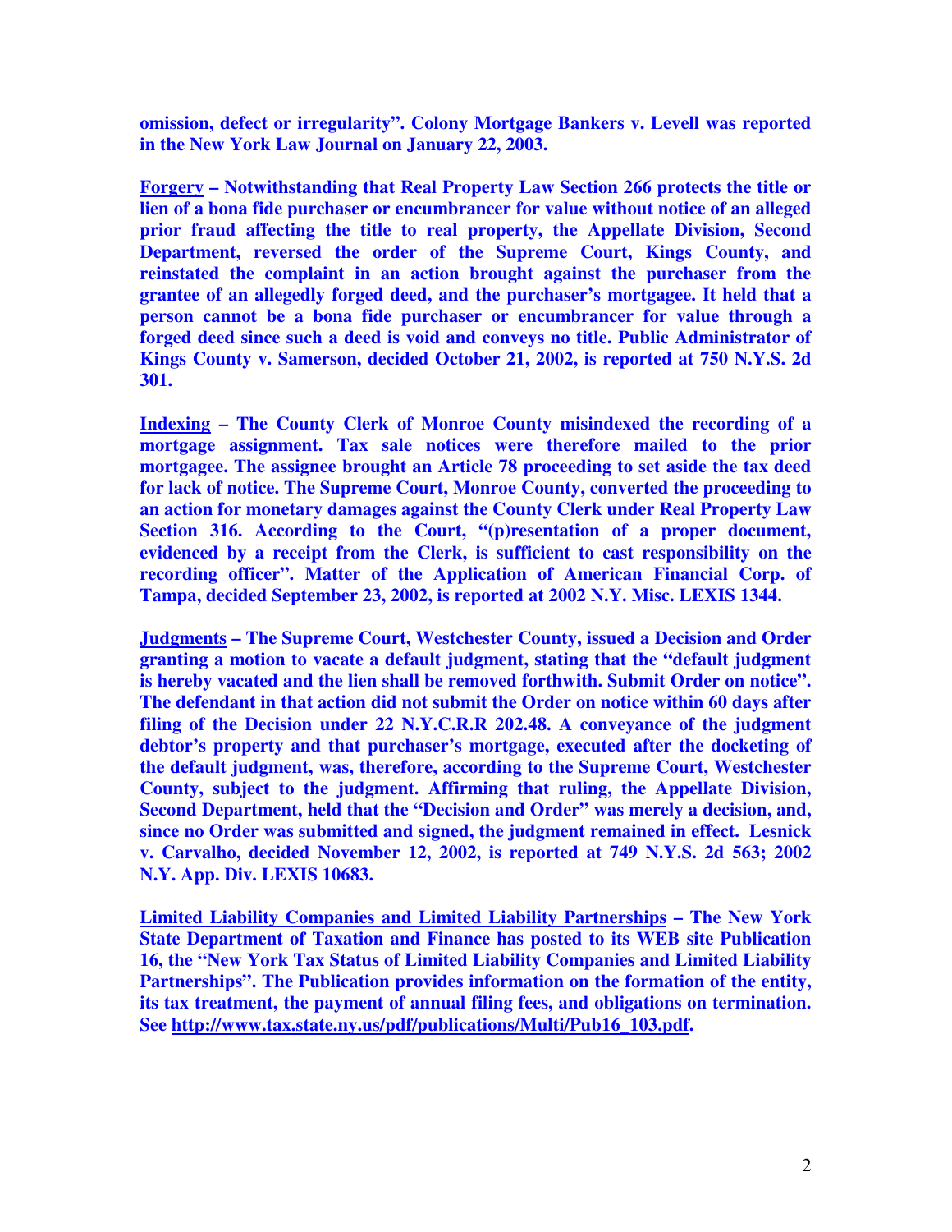**omission, defect or irregularity". Colony Mortgage Bankers v. Levell was reported in the New York Law Journal on January 22, 2003.**

**<u>Forgery</u> – Notwithstanding that Real Property Law Section 266 protects the title or lien of a bona fide purchaser or encumbrancer for value without notice of an alleged prior fraud affecting the title to real property, the Appellate Division, Second Department, reversed the order of the Supreme Court, Kings County, and reinstated the complaint in an action brought against the purchaser from the grantee of an allegedly forged deed, and the purchaser's mortgagee. It held that a person cannot be a bona fide purchaser or encumbrancer for value through a forged deed since such a deed is void and conveys no title. Public Administrator of Kings County v. Samerson, decided October 21, 2002, is reported at 750 N.Y.S. 2d 301.**

**<u>Indexing</u> – The County Clerk of Monroe County misindexed the recording of a mortgage assignment. Tax sale notices were therefore mailed to the prior mortgagee. The assignee brought an Article 78 proceeding to set aside the tax deed for lack of notice. The Supreme Court, Monroe County, converted the proceeding to an action for monetary damages against the County Clerk under Real Property Law Section 316. According to the Court, "(p)resentation of a proper document, evidenced by a receipt from the Clerk, is sufficient to cast responsibility on the recording officer". Matter of the Application of American Financial Corp. of Tampa, decided September 23, 2002, is reported at 2002 N.Y. Misc. LEXIS 1344.**

**<u>Judgments</u> – The Supreme Court, Westchester County, issued a Decision and Order granting a motion to vacate a default judgment, stating that the "default judgment is hereby vacated and the lien shall be removed forthwith. Submit Order on notice". The defendant in that action did not submit the Order on notice within 60 days after filing of the Decision under 22 N.Y.C.R.R 202.48. A conveyance of the judgment debtor's property and that purchaser's mortgage, executed after the docketing of the default judgment, was, therefore, according to the Supreme Court, Westchester County, subject to the judgment. Affirming that ruling, the Appellate Division, Second Department, held that the "Decision and Order" was merely a decision, and, since no Order was submitted and signed, the judgment remained in effect. Lesnick v. Carvalho, decided November 12, 2002, is reported at 749 N.Y.S. 2d 563; 2002 N.Y. App. Div. LEXIS 10683.**

**<u>Limited Liability Companies and Limited Liability Partnerships</u> – The New York State Department of Taxation and Finance has posted to its WEB site Publication 16, the "New York Tax Status of Limited Liability Companies and Limited Liability Partnerships". The Publication provides information on the formation of the entity, its tax treatment, the payment of annual filing fees, and obligations on termination. See <u>http://www.tax.state.ny.us/pdf/publications/Multi/Pub16_103.pdf</u>.**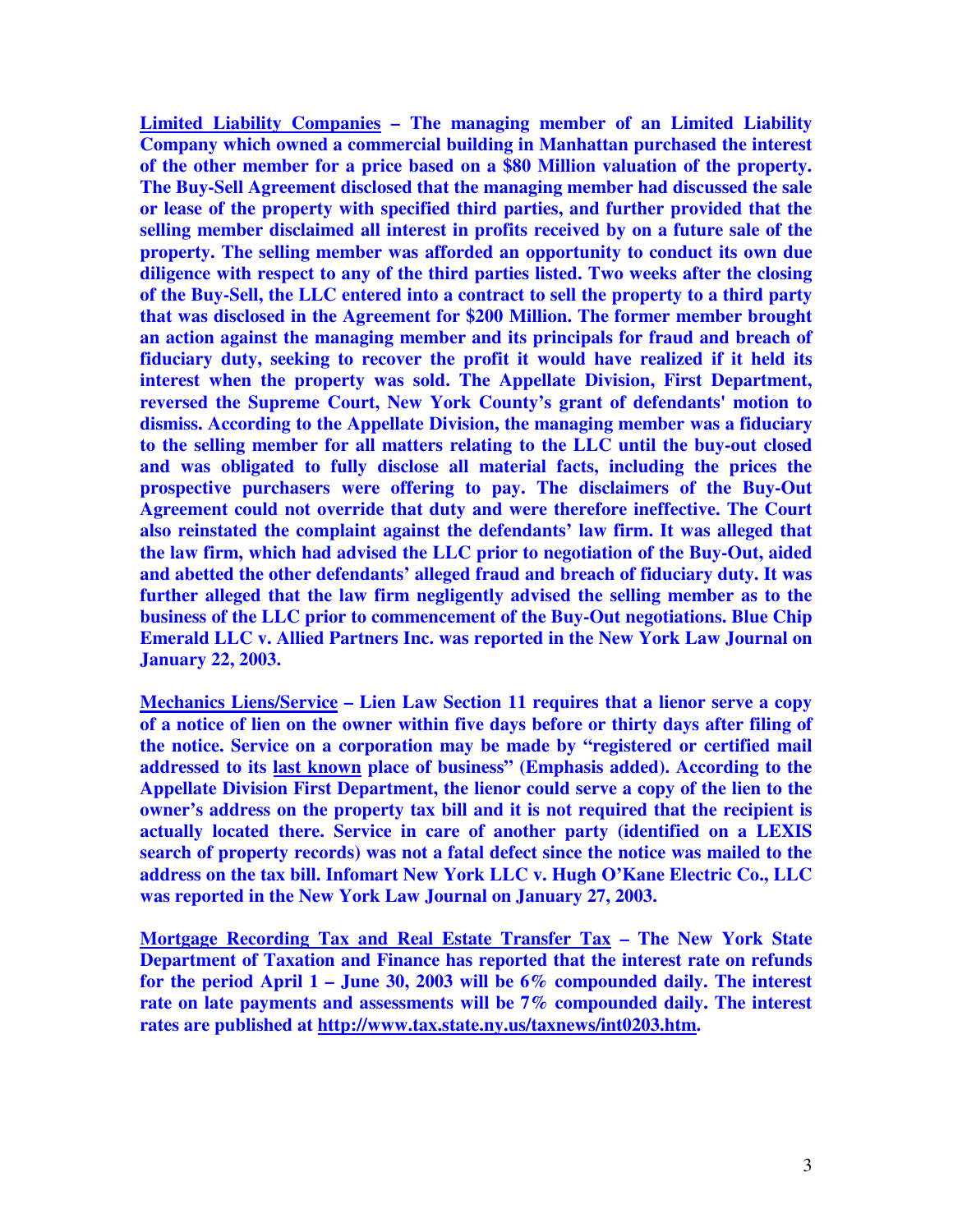**<u>Limited Liability Companies</u> – The managing member of an Limited Liability Company which owned a commercial building in Manhattan purchased the interest of the other member for a price based on a $80 Million valuation of the property. The Buy-Sell Agreement disclosed that the managing member had discussed the sale or lease of the property with specified third parties, and further provided that the selling member disclaimed all interest in profits received by on a future sale of the property. The selling member was afforded an opportunity to conduct its own due diligence with respect to any of the third parties listed. Two weeks after the closing of the Buy-Sell, the LLC entered into a contract to sell the property to a third party that was disclosed in the Agreement for $200 Million. The former member brought an action against the managing member and its principals for fraud and breach of fiduciary duty, seeking to recover the profit it would have realized if it held its interest when the property was sold. The Appellate Division, First Department, reversed the Supreme Court, New York County's grant of defendants' motion to dismiss. According to the Appellate Division, the managing member was a fiduciary to the selling member for all matters relating to the LLC until the buy-out closed and was obligated to fully disclose all material facts, including the prices the prospective purchasers were offering to pay. The disclaimers of the Buy-Out Agreement could not override that duty and were therefore ineffective. The Court also reinstated the complaint against the defendants' law firm. It was alleged that the law firm, which had advised the LLC prior to negotiation of the Buy-Out, aided and abetted the other defendants' alleged fraud and breach of fiduciary duty. It was further alleged that the law firm negligently advised the selling member as to the business of the LLC prior to commencement of the Buy-Out negotiations. Blue Chip Emerald LLC v. Allied Partners Inc. was reported in the New York Law Journal on January 22, 2003.**

**<u>Mechanics Liens/Service</u> – Lien Law Section 11 requires that a lienor serve a copy of a notice of lien on the owner within five days before or thirty days after filing of the notice. Service on a corporation may be made by "registered or certified mail addressed to its <u>last known</u> place of business" (Emphasis added). According to the Appellate Division First Department, the lienor could serve a copy of the lien to the owner's address on the property tax bill and it is not required that the recipient is actually located there. Service in care of another party (identified on a LEXIS search of property records) was not a fatal defect since the notice was mailed to the address on the tax bill. Infomart New York LLC v. Hugh O'Kane Electric Co., LLC was reported in the New York Law Journal on January 27, 2003.**

**<u>Mortgage Recording Tax and Real Estate Transfer Tax</u> – The New York State Department of Taxation and Finance has reported that the interest rate on refunds for the period April 1 – June 30, 2003 will be 6% compounded daily. The interest rate on late payments and assessments will be 7% compounded daily. The interest rates are published at <u>http://www.tax.state.ny.us/taxnews/int0203.htm</u>.**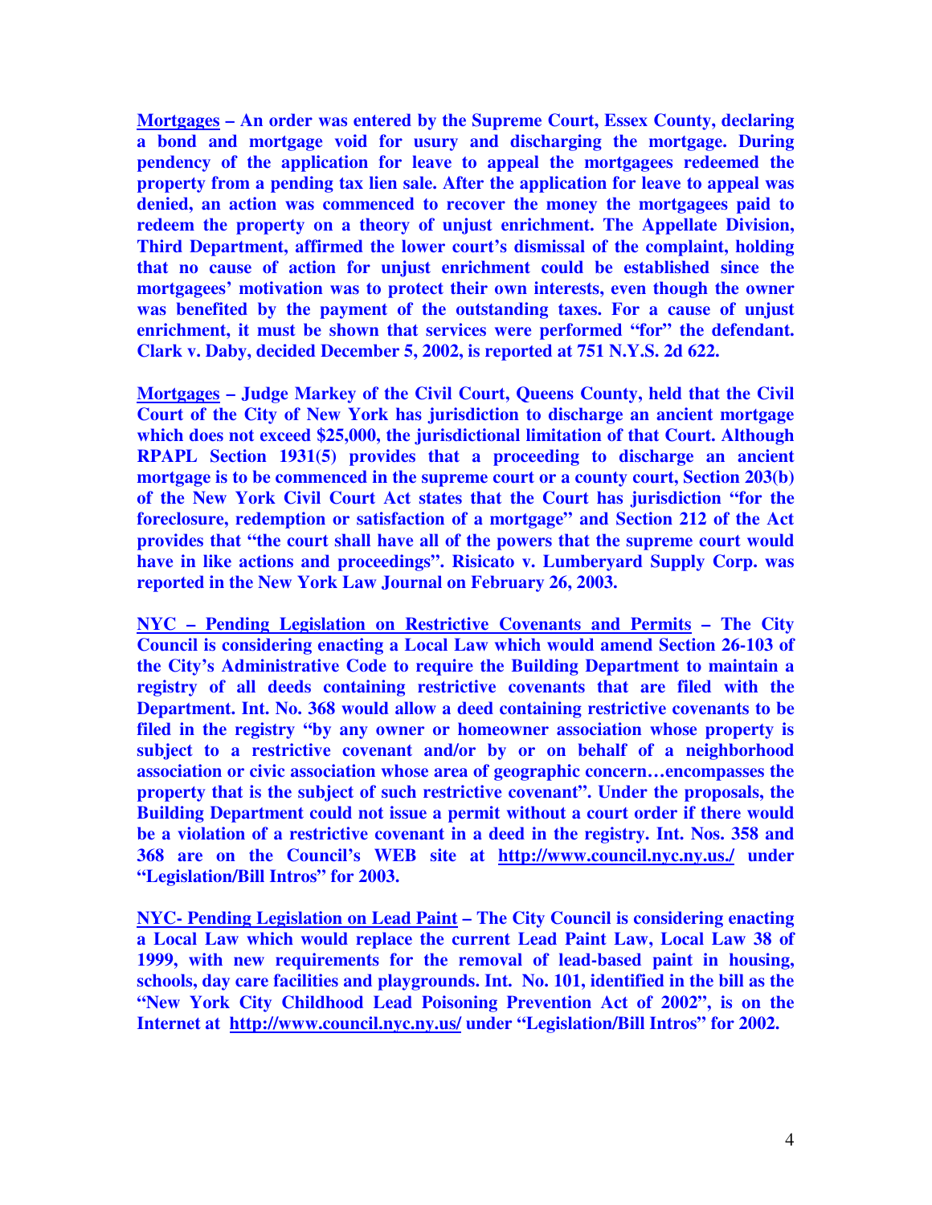**<u>Mortgages</u> – An order was entered by the Supreme Court, Essex County, declaring a bond and mortgage void for usury and discharging the mortgage. During pendency of the application for leave to appeal the mortgagees redeemed the property from a pending tax lien sale. After the application for leave to appeal was denied, an action was commenced to recover the money the mortgagees paid to redeem the property on a theory of unjust enrichment. The Appellate Division, Third Department, affirmed the lower court's dismissal of the complaint, holding that no cause of action for unjust enrichment could be established since the mortgagees' motivation was to protect their own interests, even though the owner was benefited by the payment of the outstanding taxes. For a cause of unjust enrichment, it must be shown that services were performed "for" the defendant. Clark v. Daby, decided December 5, 2002, is reported at 751 N.Y.S. 2d 622.**

**<u>Mortgages</u> – Judge Markey of the Civil Court, Queens County, held that the Civil Court of the City of New York has jurisdiction to discharge an ancient mortgage which does not exceed $25,000, the jurisdictional limitation of that Court. Although RPAPL Section 1931(5) provides that a proceeding to discharge an ancient mortgage is to be commenced in the supreme court or a county court, Section 203(b) of the New York Civil Court Act states that the Court has jurisdiction "for the foreclosure, redemption or satisfaction of a mortgage" and Section 212 of the Act provides that "the court shall have all of the powers that the supreme court would have in like actions and proceedings". Risicato v. Lumberyard Supply Corp. was reported in the New York Law Journal on February 26, 2003.**

**<u>NYC – Pending Legislation on Restrictive Covenants and Permits</u> – The City Council is considering enacting a Local Law which would amend Section 26-103 of the City's Administrative Code to require the Building Department to maintain a registry of all deeds containing restrictive covenants that are filed with the Department. Int. No. 368 would allow a deed containing restrictive covenants to be filed in the registry "by any owner or homeowner association whose property is subject to a restrictive covenant and/or by or on behalf of a neighborhood association or civic association whose area of geographic concern…encompasses the property that is the subject of such restrictive covenant". Under the proposals, the Building Department could not issue a permit without a court order if there would be a violation of a restrictive covenant in a deed in the registry. Int. Nos. 358 and 368 are on the Council's WEB site at <u>http://www.council.nyc.ny.us./</u> under "Legislation/Bill Intros" for 2003.**

**<u>NYC- Pending Legislation on Lead Paint</u> – The City Council is considering enacting a Local Law which would replace the current Lead Paint Law, Local Law 38 of 1999, with new requirements for the removal of lead-based paint in housing, schools, day care facilities and playgrounds. Int. No. 101, identified in the bill as the "New York City Childhood Lead Poisoning Prevention Act of 2002", is on the Internet at <u>http://www.council.nyc.ny.us/</u> under "Legislation/Bill Intros" for 2002.**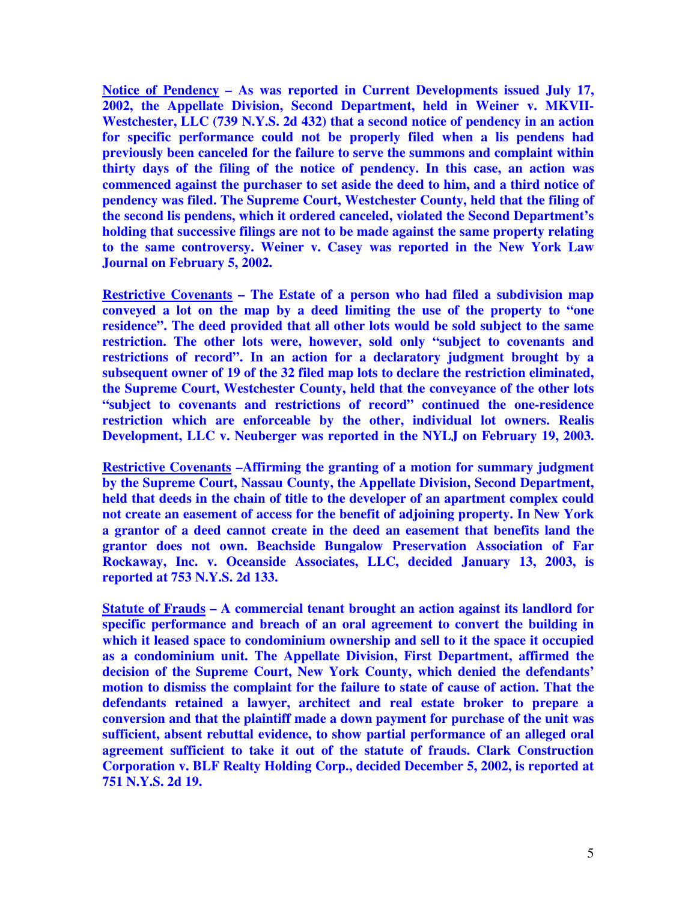**Notice of Pendency – As was reported in Current Developments issued July 17, 2002, the Appellate Division, Second Department, held in Weiner v. MKVII-Westchester, LLC (739 N.Y.S. 2d 432) that a second notice of pendency in an action for specific performance could not be properly filed when a lis pendens had previously been canceled for the failure to serve the summons and complaint within thirty days of the filing of the notice of pendency. In this case, an action was commenced against the purchaser to set aside the deed to him, and a third notice of pendency was filed. The Supreme Court, Westchester County, held that the filing of the second lis pendens, which it ordered canceled, violated the Second Department's holding that successive filings are not to be made against the same property relating to the same controversy. Weiner v. Casey was reported in the New York Law Journal on February 5, 2002.**

**Restrictive Covenants – The Estate of a person who had filed a subdivision map conveyed a lot on the map by a deed limiting the use of the property to "one residence". The deed provided that all other lots would be sold subject to the same restriction. The other lots were, however, sold only "subject to covenants and restrictions of record". In an action for a declaratory judgment brought by a subsequent owner of 19 of the 32 filed map lots to declare the restriction eliminated, the Supreme Court, Westchester County, held that the conveyance of the other lots "subject to covenants and restrictions of record" continued the one-residence restriction which are enforceable by the other, individual lot owners. Realis Development, LLC v. Neuberger was reported in the NYLJ on February 19, 2003.**

**Restrictive Covenants –Affirming the granting of a motion for summary judgment by the Supreme Court, Nassau County, the Appellate Division, Second Department, held that deeds in the chain of title to the developer of an apartment complex could not create an easement of access for the benefit of adjoining property. In New York a grantor of a deed cannot create in the deed an easement that benefits land the grantor does not own. Beachside Bungalow Preservation Association of Far Rockaway, Inc. v. Oceanside Associates, LLC, decided January 13, 2003, is reported at 753 N.Y.S. 2d 133.**

**Statute of Frauds – A commercial tenant brought an action against its landlord for specific performance and breach of an oral agreement to convert the building in which it leased space to condominium ownership and sell to it the space it occupied as a condominium unit. The Appellate Division, First Department, affirmed the decision of the Supreme Court, New York County, which denied the defendants' motion to dismiss the complaint for the failure to state of cause of action. That the defendants retained a lawyer, architect and real estate broker to prepare a conversion and that the plaintiff made a down payment for purchase of the unit was sufficient, absent rebuttal evidence, to show partial performance of an alleged oral agreement sufficient to take it out of the statute of frauds. Clark Construction Corporation v. BLF Realty Holding Corp., decided December 5, 2002, is reported at 751 N.Y.S. 2d 19.**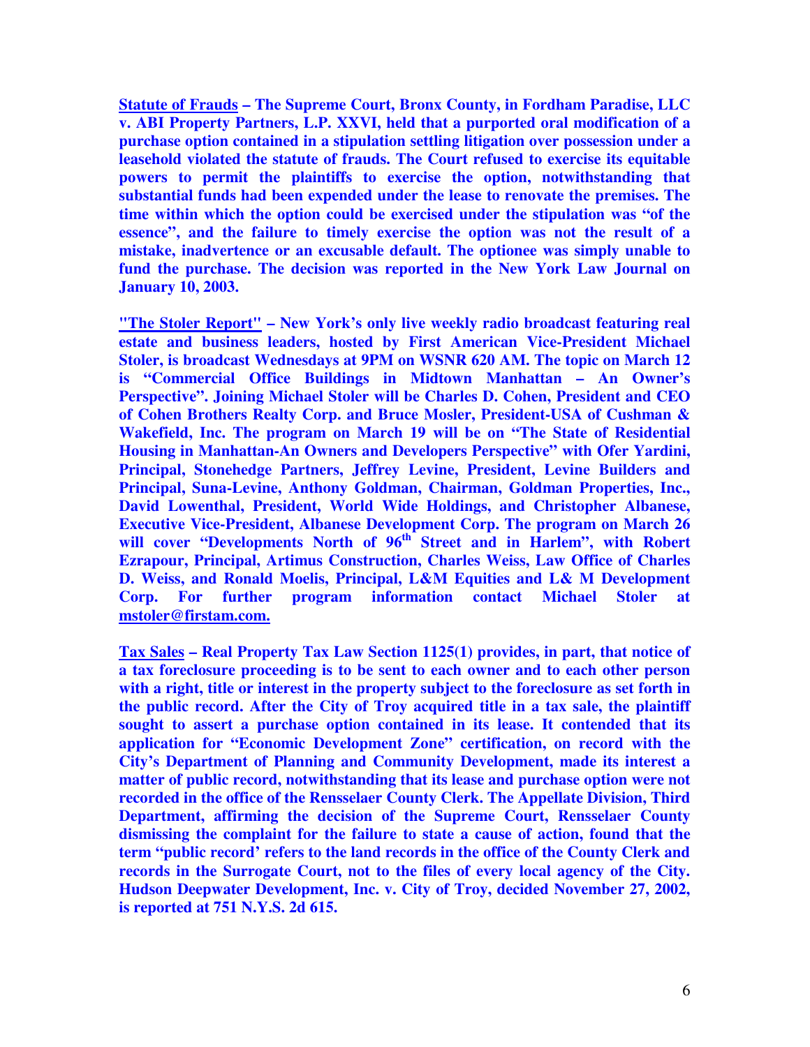**<u>Statute of Frauds</u> – The Supreme Court, Bronx County, in Fordham Paradise, LLC v. ABI Property Partners, L.P. XXVI, held that a purported oral modification of a purchase option contained in a stipulation settling litigation over possession under a leasehold violated the statute of frauds. The Court refused to exercise its equitable powers to permit the plaintiffs to exercise the option, notwithstanding that substantial funds had been expended under the lease to renovate the premises. The time within which the option could be exercised under the stipulation was "of the essence", and the failure to timely exercise the option was not the result of a mistake, inadvertence or an excusable default. The optionee was simply unable to fund the purchase. The decision was reported in the New York Law Journal on January 10, 2003.**

**<u>"The Stoler Report"</u> – New York's only live weekly radio broadcast featuring real estate and business leaders, hosted by First American Vice-President Michael Stoler, is broadcast Wednesdays at 9PM on WSNR 620 AM. The topic on March 12 is "Commercial Office Buildings in Midtown Manhattan – An Owner's Perspective". Joining Michael Stoler will be Charles D. Cohen, President and CEO of Cohen Brothers Realty Corp. and Bruce Mosler, President-USA of Cushman & Wakefield, Inc. The program on March 19 will be on "The State of Residential Housing in Manhattan-An Owners and Developers Perspective" with Ofer Yardini, Principal, Stonehedge Partners, Jeffrey Levine, President, Levine Builders and Principal, Suna-Levine, Anthony Goldman, Chairman, Goldman Properties, Inc., David Lowenthal, President, World Wide Holdings, and Christopher Albanese, Executive Vice-President, Albanese Development Corp. The program on March 26 will cover "Developments North of 96th Street and in Harlem", with Robert Ezrapour, Principal, Artimus Construction, Charles Weiss, Law Office of Charles D. Weiss, and Ronald Moelis, Principal, L&M Equities and L& M Development Corp. For further program information contact Michael Stoler at <u>mstoler@firstam.com.</u>**

**<u>Tax Sales</u> – Real Property Tax Law Section 1125(1) provides, in part, that notice of a tax foreclosure proceeding is to be sent to each owner and to each other person with a right, title or interest in the property subject to the foreclosure as set forth in the public record. After the City of Troy acquired title in a tax sale, the plaintiff sought to assert a purchase option contained in its lease. It contended that its application for "Economic Development Zone" certification, on record with the City's Department of Planning and Community Development, made its interest a matter of public record, notwithstanding that its lease and purchase option were not recorded in the office of the Rensselaer County Clerk. The Appellate Division, Third Department, affirming the decision of the Supreme Court, Rensselaer County dismissing the complaint for the failure to state a cause of action, found that the term "public record' refers to the land records in the office of the County Clerk and records in the Surrogate Court, not to the files of every local agency of the City. Hudson Deepwater Development, Inc. v. City of Troy, decided November 27, 2002, is reported at 751 N.Y.S. 2d 615.**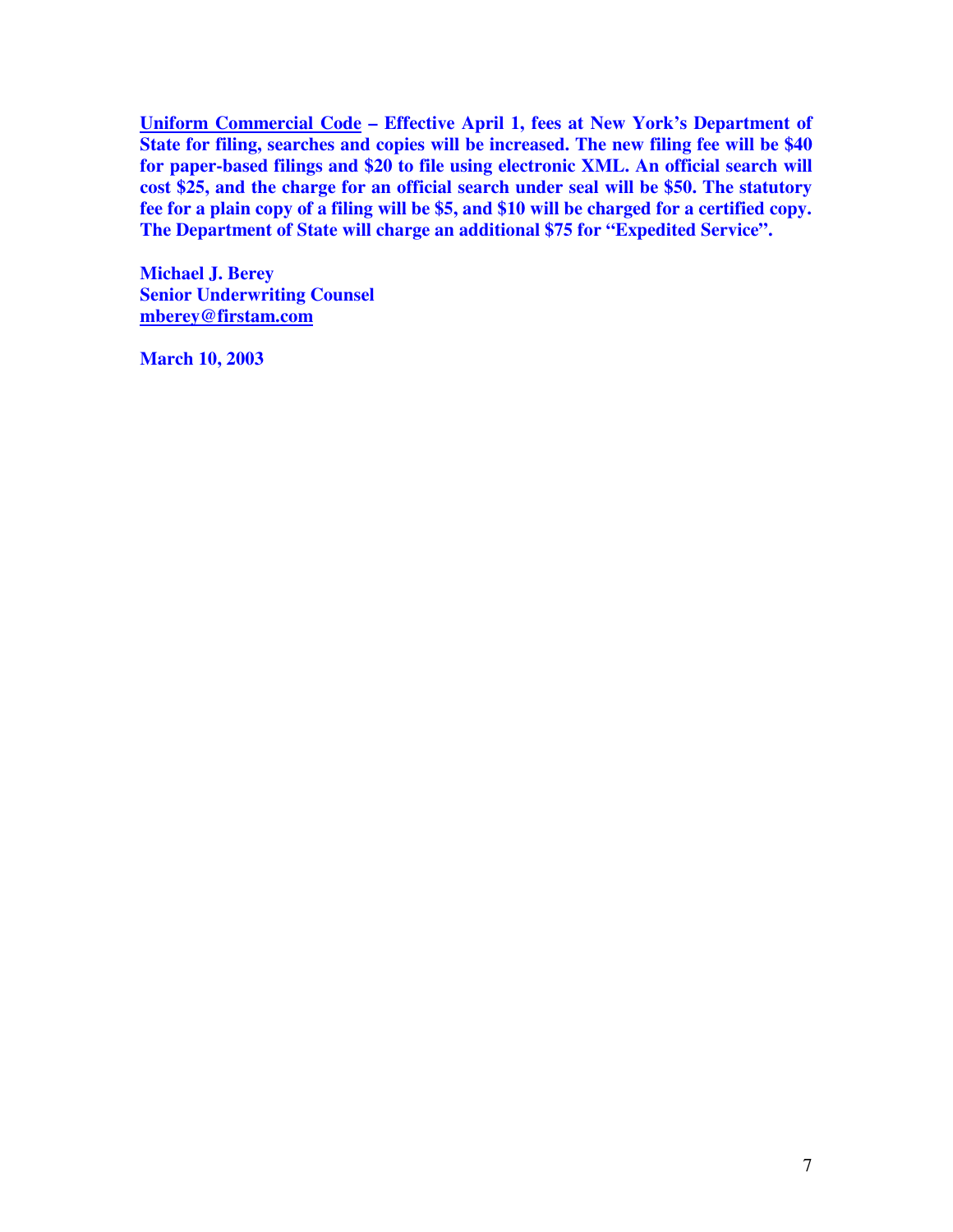**Uniform Commercial Code – Effective April 1, fees at New York's Department of State for filing, searches and copies will be increased. The new filing fee will be $40 for paper-based filings and $20 to file using electronic XML. An official search will cost $25, and the charge for an official search under seal will be $50. The statutory fee for a plain copy of a filing will be $5, and $10 will be charged for a certified copy. The Department of State will charge an additional $75 for "Expedited Service".**

**Michael J. Berey**
**Senior Underwriting Counsel**
**mberey@firstam.com**

**March 10, 2003**